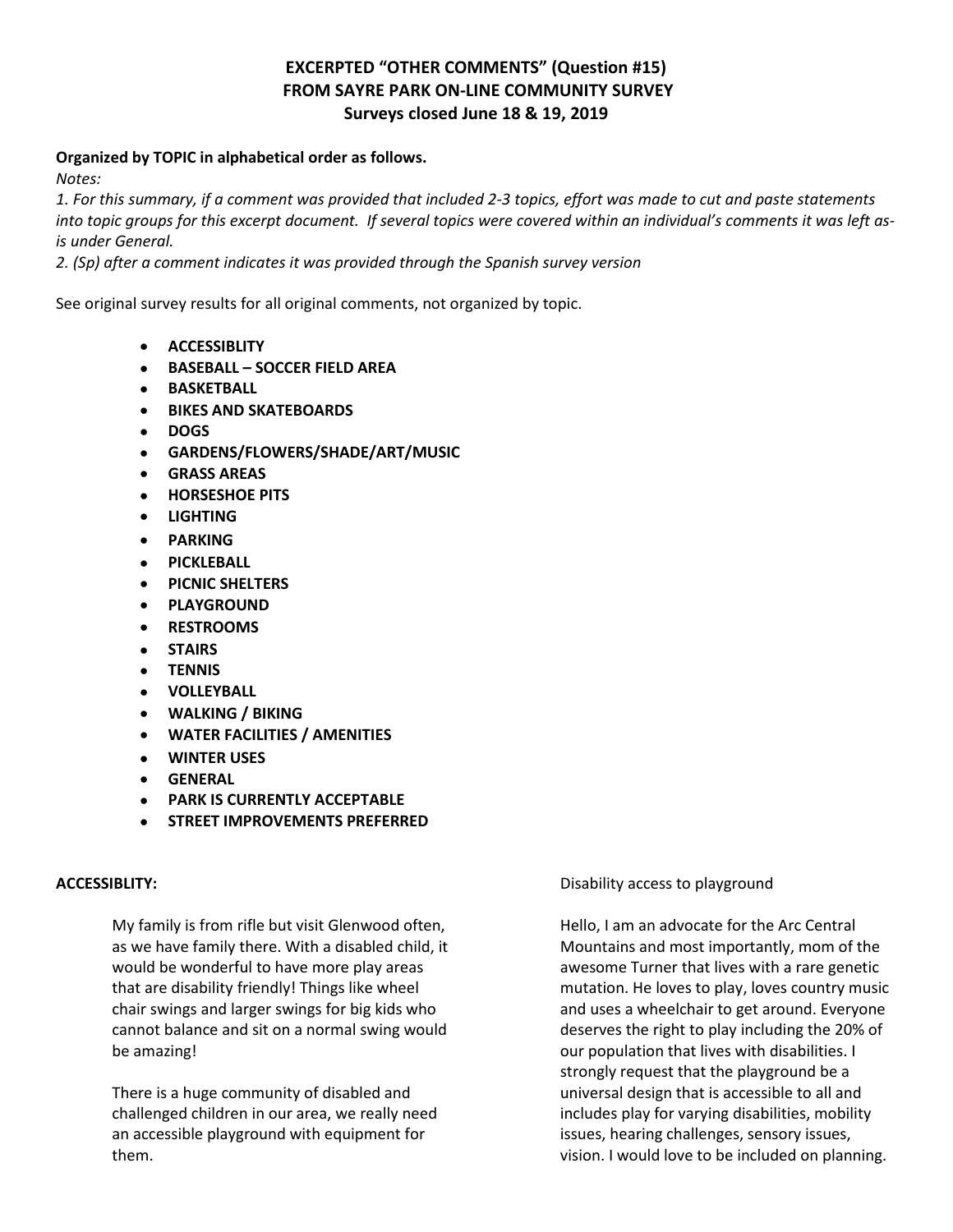# EXCERPTED "OTHER COMMENTS" (Question #15) FROM SAYRE PARK ON-LINE COMMUNITY SURVEY Surveys closed June 18 & 19, 2019

**Organized by TOPIC in alphabetical order as follows.**

*Notes:*

*1. For this summary, if a comment was provided that included 2-3 topics, effort was made to cut and paste statements into topic groups for this excerpt document. If several topics were covered within an individual's comments it was left as-is under General.*

*2. (Sp) after a comment indicates it was provided through the Spanish survey version*

See original survey results for all original comments, not organized by topic.

- **ACCESSIBLITY**
- **BASEBALL – SOCCER FIELD AREA**
- **BASKETBALL**
- **BIKES AND SKATEBOARDS**
- **DOGS**
- **GARDENS/FLOWERS/SHADE/ART/MUSIC**
- **GRASS AREAS**
- **HORSESHOE PITS**
- **LIGHTING**
- **PARKING**
- **PICKLEBALL**
- **PICNIC SHELTERS**
- **PLAYGROUND**
- **RESTROOMS**
- **STAIRS**
- **TENNIS**
- **VOLLEYBALL**
- **WALKING / BIKING**
- **WATER FACILITIES / AMENITIES**
- **WINTER USES**
- **GENERAL**
- **PARK IS CURRENTLY ACCEPTABLE**
- **STREET IMPROVEMENTS PREFERRED**

**ACCESSIBLITY:**

My family is from rifle but visit Glenwood often, as we have family there. With a disabled child, it would be wonderful to have more play areas that are disability friendly! Things like wheel chair swings and larger swings for big kids who cannot balance and sit on a normal swing would be amazing!

There is a huge community of disabled and challenged children in our area, we really need an accessible playground with equipment for them.

Disability access to playground

Hello, I am an advocate for the Arc Central Mountains and most importantly, mom of the awesome Turner that lives with a rare genetic mutation. He loves to play, loves country music and uses a wheelchair to get around. Everyone deserves the right to play including the 20% of our population that lives with disabilities. I strongly request that the playground be a universal design that is accessible to all and includes play for varying disabilities, mobility issues, hearing challenges, sensory issues, vision. I would love to be included on planning.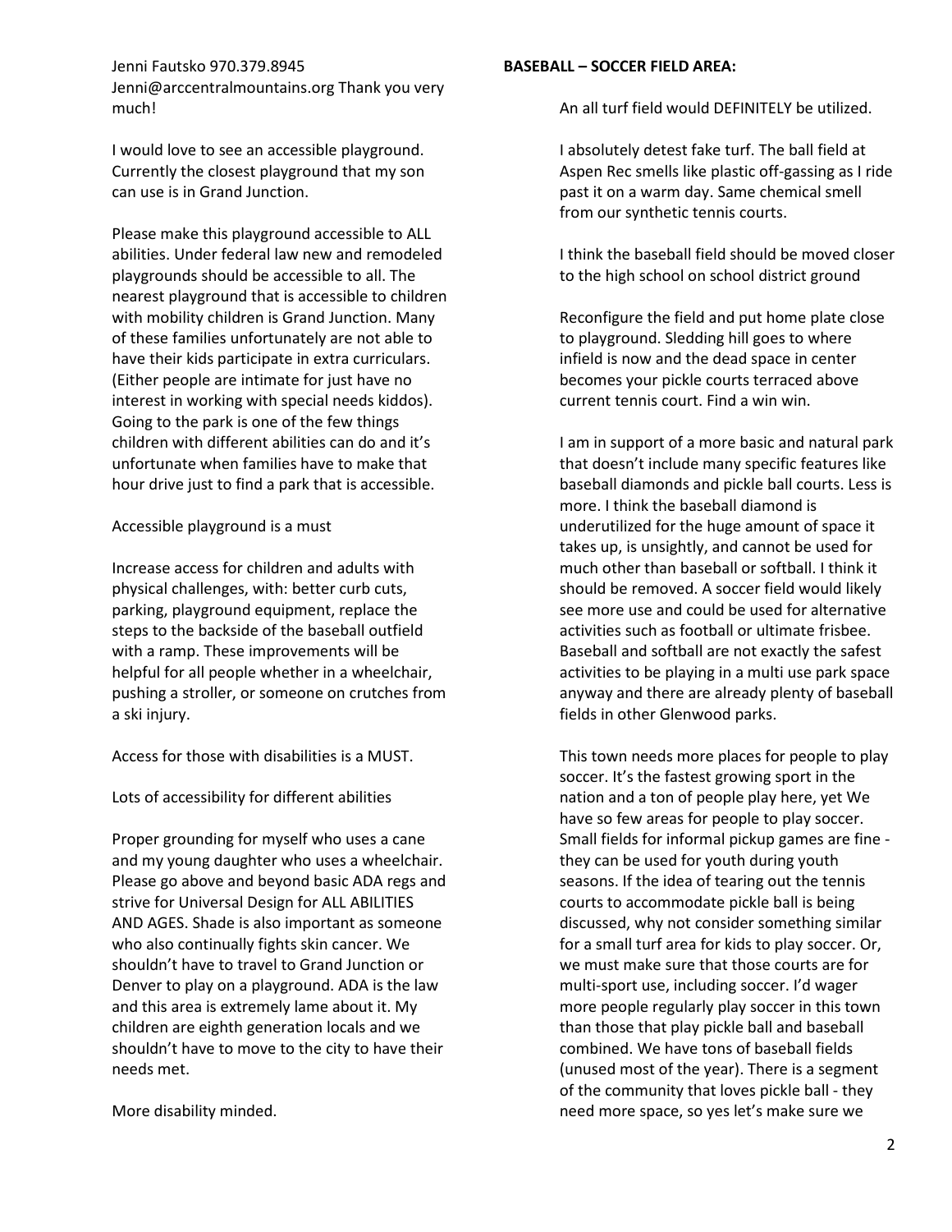Jenni Fautsko 970.379.8945 Jenni@arccentralmountains.org Thank you very much!

I would love to see an accessible playground. Currently the closest playground that my son can use is in Grand Junction.

Please make this playground accessible to ALL abilities. Under federal law new and remodeled playgrounds should be accessible to all. The nearest playground that is accessible to children with mobility children is Grand Junction. Many of these families unfortunately are not able to have their kids participate in extra curriculars. (Either people are intimate for just have no interest in working with special needs kiddos). Going to the park is one of the few things children with different abilities can do and it's unfortunate when families have to make that hour drive just to find a park that is accessible.

Accessible playground is a must

Increase access for children and adults with physical challenges, with: better curb cuts, parking, playground equipment, replace the steps to the backside of the baseball outfield with a ramp. These improvements will be helpful for all people whether in a wheelchair, pushing a stroller, or someone on crutches from a ski injury.

Access for those with disabilities is a MUST.

Lots of accessibility for different abilities

Proper grounding for myself who uses a cane and my young daughter who uses a wheelchair. Please go above and beyond basic ADA regs and strive for Universal Design for ALL ABILITIES AND AGES. Shade is also important as someone who also continually fights skin cancer. We shouldn't have to travel to Grand Junction or Denver to play on a playground. ADA is the law and this area is extremely lame about it. My children are eighth generation locals and we shouldn't have to move to the city to have their needs met.

More disability minded.

**BASEBALL – SOCCER FIELD AREA:**

An all turf field would DEFINITELY be utilized.

I absolutely detest fake turf. The ball field at Aspen Rec smells like plastic off-gassing as I ride past it on a warm day. Same chemical smell from our synthetic tennis courts.

I think the baseball field should be moved closer to the high school on school district ground

Reconfigure the field and put home plate close to playground. Sledding hill goes to where infield is now and the dead space in center becomes your pickle courts terraced above current tennis court. Find a win win.

I am in support of a more basic and natural park that doesn't include many specific features like baseball diamonds and pickle ball courts. Less is more. I think the baseball diamond is underutilized for the huge amount of space it takes up, is unsightly, and cannot be used for much other than baseball or softball. I think it should be removed. A soccer field would likely see more use and could be used for alternative activities such as football or ultimate frisbee. Baseball and softball are not exactly the safest activities to be playing in a multi use park space anyway and there are already plenty of baseball fields in other Glenwood parks.

This town needs more places for people to play soccer. It's the fastest growing sport in the nation and a ton of people play here, yet We have so few areas for people to play soccer. Small fields for informal pickup games are fine - they can be used for youth during youth seasons. If the idea of tearing out the tennis courts to accommodate pickle ball is being discussed, why not consider something similar for a small turf area for kids to play soccer. Or, we must make sure that those courts are for multi-sport use, including soccer. I'd wager more people regularly play soccer in this town than those that play pickle ball and baseball combined. We have tons of baseball fields (unused most of the year). There is a segment of the community that loves pickle ball - they need more space, so yes let's make sure we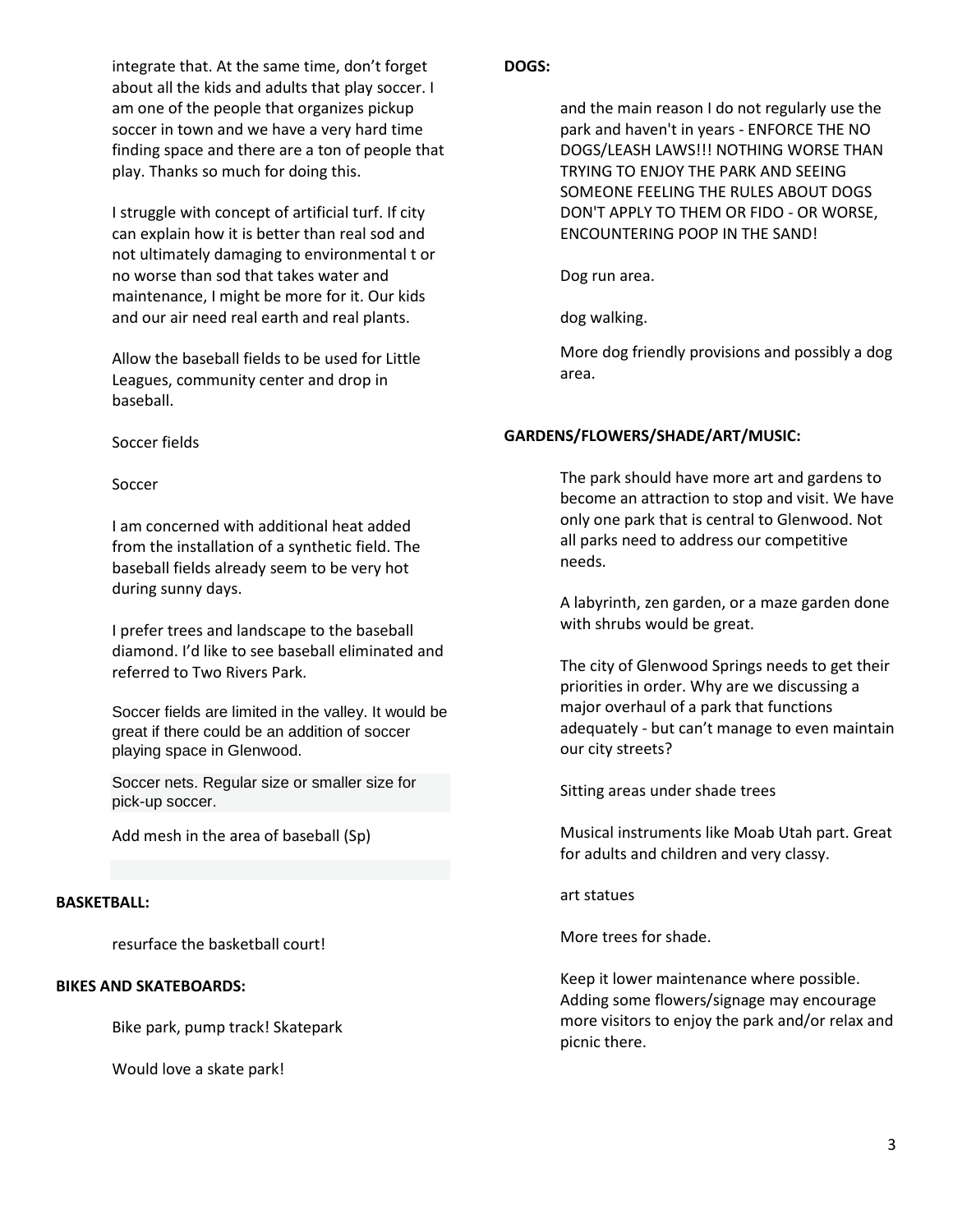integrate that. At the same time, don't forget about all the kids and adults that play soccer. I am one of the people that organizes pickup soccer in town and we have a very hard time finding space and there are a ton of people that play. Thanks so much for doing this.

I struggle with concept of artificial turf. If city can explain how it is better than real sod and not ultimately damaging to environmental t or no worse than sod that takes water and maintenance, I might be more for it. Our kids and our air need real earth and real plants.

Allow the baseball fields to be used for Little Leagues, community center and drop in baseball.

Soccer fields

Soccer

I am concerned with additional heat added from the installation of a synthetic field. The baseball fields already seem to be very hot during sunny days.

I prefer trees and landscape to the baseball diamond. I'd like to see baseball eliminated and referred to Two Rivers Park.

Soccer fields are limited in the valley. It would be great if there could be an addition of soccer playing space in Glenwood.

Soccer nets. Regular size or smaller size for pick-up soccer.

Add mesh in the area of baseball (Sp)

**BASKETBALL:**

resurface the basketball court!

**BIKES AND SKATEBOARDS:**

Bike park, pump track! Skatepark

Would love a skate park!

**DOGS:**

and the main reason I do not regularly use the park and haven't in years - ENFORCE THE NO DOGS/LEASH LAWS!!! NOTHING WORSE THAN TRYING TO ENJOY THE PARK AND SEEING SOMEONE FEELING THE RULES ABOUT DOGS DON'T APPLY TO THEM OR FIDO - OR WORSE, ENCOUNTERING POOP IN THE SAND!

Dog run area.

dog walking.

More dog friendly provisions and possibly a dog area.

**GARDENS/FLOWERS/SHADE/ART/MUSIC:**

The park should have more art and gardens to become an attraction to stop and visit. We have only one park that is central to Glenwood. Not all parks need to address our competitive needs.

A labyrinth, zen garden, or a maze garden done with shrubs would be great.

The city of Glenwood Springs needs to get their priorities in order. Why are we discussing a major overhaul of a park that functions adequately - but can't manage to even maintain our city streets?

Sitting areas under shade trees

Musical instruments like Moab Utah part. Great for adults and children and very classy.

art statues

More trees for shade.

Keep it lower maintenance where possible. Adding some flowers/signage may encourage more visitors to enjoy the park and/or relax and picnic there.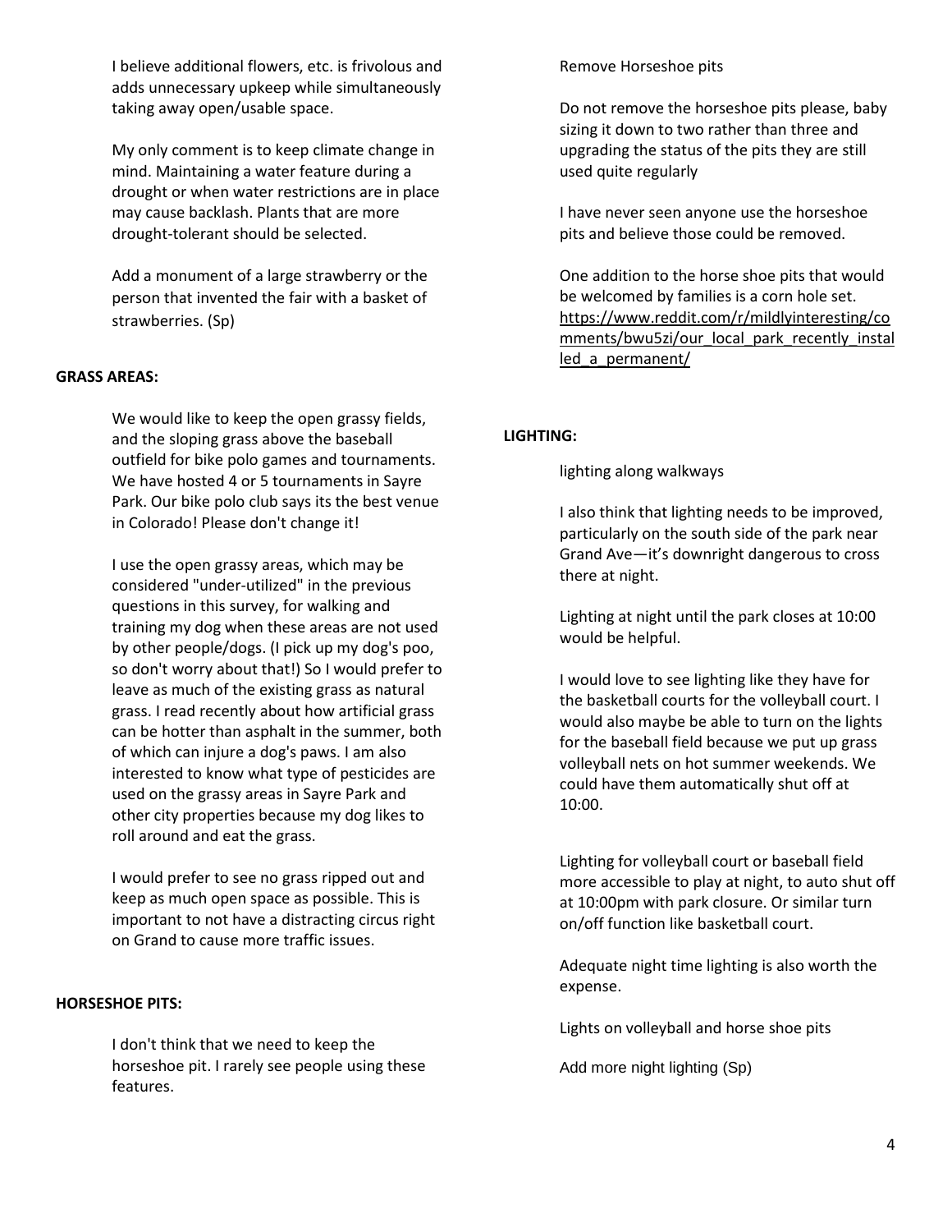I believe additional flowers, etc. is frivolous and adds unnecessary upkeep while simultaneously taking away open/usable space.

My only comment is to keep climate change in mind. Maintaining a water feature during a drought or when water restrictions are in place may cause backlash. Plants that are more drought-tolerant should be selected.

Add a monument of a large strawberry or the person that invented the fair with a basket of strawberries. (Sp)

**GRASS AREAS:**

We would like to keep the open grassy fields, and the sloping grass above the baseball outfield for bike polo games and tournaments. We have hosted 4 or 5 tournaments in Sayre Park. Our bike polo club says its the best venue in Colorado! Please don't change it!

I use the open grassy areas, which may be considered "under-utilized" in the previous questions in this survey, for walking and training my dog when these areas are not used by other people/dogs. (I pick up my dog's poo, so don't worry about that!) So I would prefer to leave as much of the existing grass as natural grass. I read recently about how artificial grass can be hotter than asphalt in the summer, both of which can injure a dog's paws. I am also interested to know what type of pesticides are used on the grassy areas in Sayre Park and other city properties because my dog likes to roll around and eat the grass.

I would prefer to see no grass ripped out and keep as much open space as possible. This is important to not have a distracting circus right on Grand to cause more traffic issues.

**HORSESHOE PITS:**

I don't think that we need to keep the horseshoe pit. I rarely see people using these features.

Remove Horseshoe pits

Do not remove the horseshoe pits please, baby sizing it down to two rather than three and upgrading the status of the pits they are still used quite regularly

I have never seen anyone use the horseshoe pits and believe those could be removed.

One addition to the horse shoe pits that would be welcomed by families is a corn hole set. https://www.reddit.com/r/mildlyinteresting/comments/bwu5zi/our_local_park_recently_installed_a_permanent/

**LIGHTING:**

lighting along walkways

I also think that lighting needs to be improved, particularly on the south side of the park near Grand Ave—it's downright dangerous to cross there at night.

Lighting at night until the park closes at 10:00 would be helpful.

I would love to see lighting like they have for the basketball courts for the volleyball court. I would also maybe be able to turn on the lights for the baseball field because we put up grass volleyball nets on hot summer weekends. We could have them automatically shut off at 10:00.

Lighting for volleyball court or baseball field more accessible to play at night, to auto shut off at 10:00pm with park closure. Or similar turn on/off function like basketball court.

Adequate night time lighting is also worth the expense.

Lights on volleyball and horse shoe pits

Add more night lighting (Sp)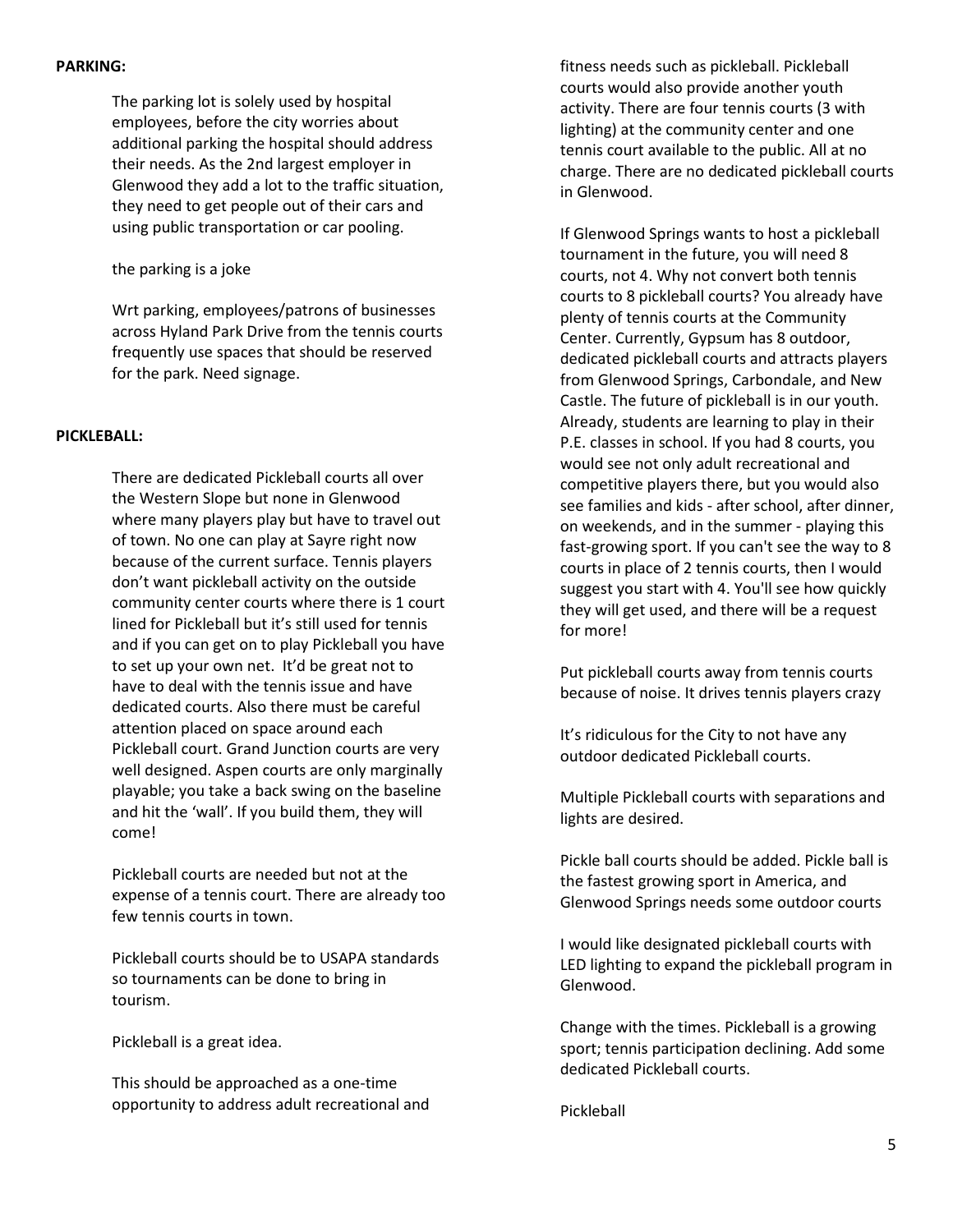**PARKING:**

The parking lot is solely used by hospital employees, before the city worries about additional parking the hospital should address their needs. As the 2nd largest employer in Glenwood they add a lot to the traffic situation, they need to get people out of their cars and using public transportation or car pooling.

the parking is a joke

Wrt parking, employees/patrons of businesses across Hyland Park Drive from the tennis courts frequently use spaces that should be reserved for the park. Need signage.

**PICKLEBALL:**

There are dedicated Pickleball courts all over the Western Slope but none in Glenwood where many players play but have to travel out of town. No one can play at Sayre right now because of the current surface. Tennis players don't want pickleball activity on the outside community center courts where there is 1 court lined for Pickleball but it's still used for tennis and if you can get on to play Pickleball you have to set up your own net. It'd be great not to have to deal with the tennis issue and have dedicated courts. Also there must be careful attention placed on space around each Pickleball court. Grand Junction courts are very well designed. Aspen courts are only marginally playable; you take a back swing on the baseline and hit the 'wall'. If you build them, they will come!

Pickleball courts are needed but not at the expense of a tennis court. There are already too few tennis courts in town.

Pickleball courts should be to USAPA standards so tournaments can be done to bring in tourism.

Pickleball is a great idea.

This should be approached as a one-time opportunity to address adult recreational and fitness needs such as pickleball. Pickleball courts would also provide another youth activity. There are four tennis courts (3 with lighting) at the community center and one tennis court available to the public. All at no charge. There are no dedicated pickleball courts in Glenwood.

If Glenwood Springs wants to host a pickleball tournament in the future, you will need 8 courts, not 4. Why not convert both tennis courts to 8 pickleball courts? You already have plenty of tennis courts at the Community Center. Currently, Gypsum has 8 outdoor, dedicated pickleball courts and attracts players from Glenwood Springs, Carbondale, and New Castle. The future of pickleball is in our youth. Already, students are learning to play in their P.E. classes in school. If you had 8 courts, you would see not only adult recreational and competitive players there, but you would also see families and kids - after school, after dinner, on weekends, and in the summer - playing this fast-growing sport. If you can't see the way to 8 courts in place of 2 tennis courts, then I would suggest you start with 4. You'll see how quickly they will get used, and there will be a request for more!

Put pickleball courts away from tennis courts because of noise. It drives tennis players crazy

It's ridiculous for the City to not have any outdoor dedicated Pickleball courts.

Multiple Pickleball courts with separations and lights are desired.

Pickle ball courts should be added. Pickle ball is the fastest growing sport in America, and Glenwood Springs needs some outdoor courts

I would like designated pickleball courts with LED lighting to expand the pickleball program in Glenwood.

Change with the times. Pickleball is a growing sport; tennis participation declining. Add some dedicated Pickleball courts.

Pickleball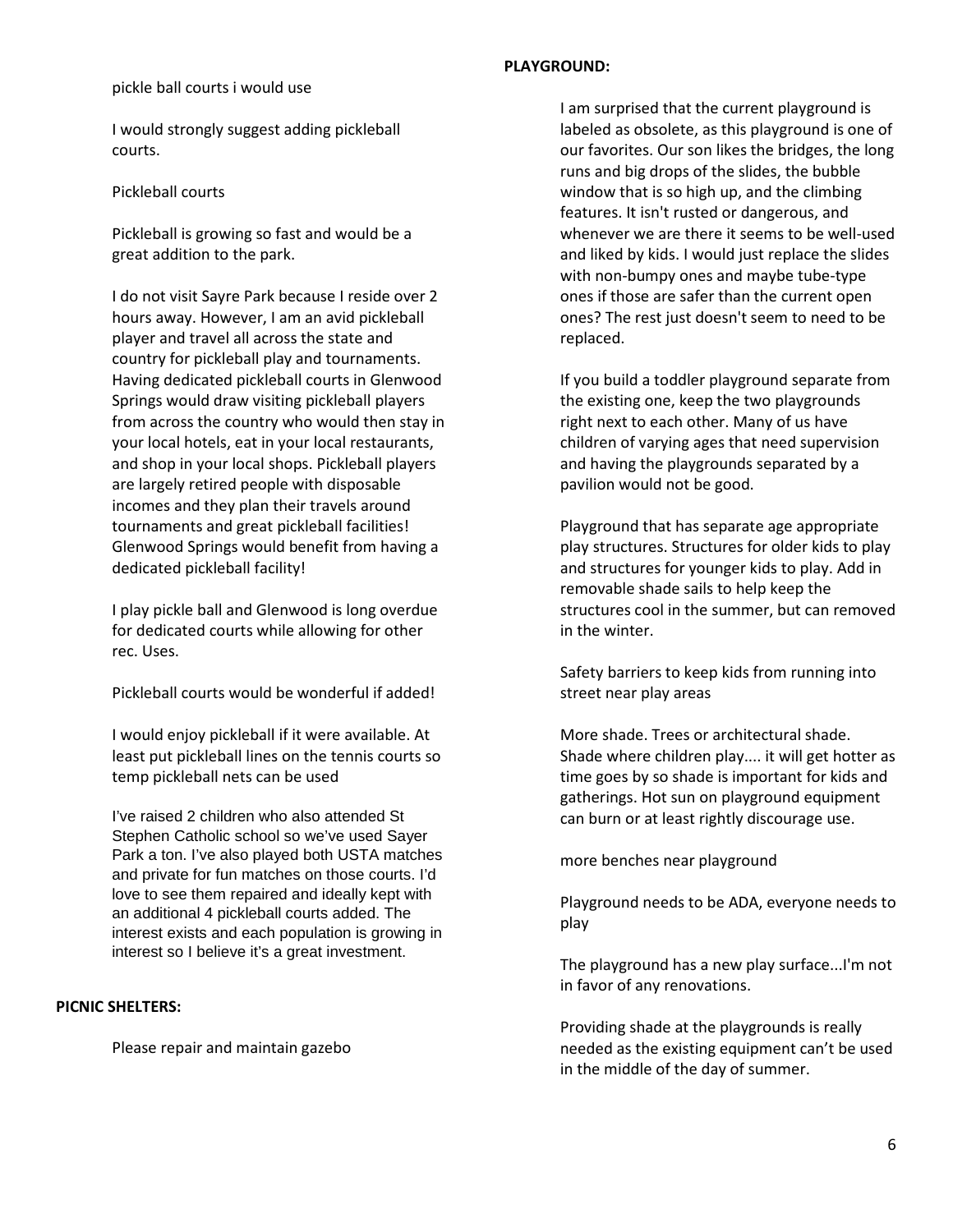pickle ball courts i would use

I would strongly suggest adding pickleball courts.

Pickleball courts

Pickleball is growing so fast and would be a great addition to the park.

I do not visit Sayre Park because I reside over 2 hours away. However, I am an avid pickleball player and travel all across the state and country for pickleball play and tournaments. Having dedicated pickleball courts in Glenwood Springs would draw visiting pickleball players from across the country who would then stay in your local hotels, eat in your local restaurants, and shop in your local shops. Pickleball players are largely retired people with disposable incomes and they plan their travels around tournaments and great pickleball facilities! Glenwood Springs would benefit from having a dedicated pickleball facility!

I play pickle ball and Glenwood is long overdue for dedicated courts while allowing for other rec. Uses.

Pickleball courts would be wonderful if added!

I would enjoy pickleball if it were available. At least put pickleball lines on the tennis courts so temp pickleball nets can be used

I've raised 2 children who also attended St Stephen Catholic school so we've used Sayer Park a ton. I've also played both USTA matches and private for fun matches on those courts. I'd love to see them repaired and ideally kept with an additional 4 pickleball courts added. The interest exists and each population is growing in interest so I believe it's a great investment.

**PICNIC SHELTERS:**

Please repair and maintain gazebo

**PLAYGROUND:**

I am surprised that the current playground is labeled as obsolete, as this playground is one of our favorites. Our son likes the bridges, the long runs and big drops of the slides, the bubble window that is so high up, and the climbing features. It isn't rusted or dangerous, and whenever we are there it seems to be well-used and liked by kids. I would just replace the slides with non-bumpy ones and maybe tube-type ones if those are safer than the current open ones? The rest just doesn't seem to need to be replaced.

If you build a toddler playground separate from the existing one, keep the two playgrounds right next to each other. Many of us have children of varying ages that need supervision and having the playgrounds separated by a pavilion would not be good.

Playground that has separate age appropriate play structures. Structures for older kids to play and structures for younger kids to play. Add in removable shade sails to help keep the structures cool in the summer, but can removed in the winter.

Safety barriers to keep kids from running into street near play areas

More shade. Trees or architectural shade. Shade where children play.... it will get hotter as time goes by so shade is important for kids and gatherings. Hot sun on playground equipment can burn or at least rightly discourage use.

more benches near playground

Playground needs to be ADA, everyone needs to play

The playground has a new play surface...I'm not in favor of any renovations.

Providing shade at the playgrounds is really needed as the existing equipment can't be used in the middle of the day of summer.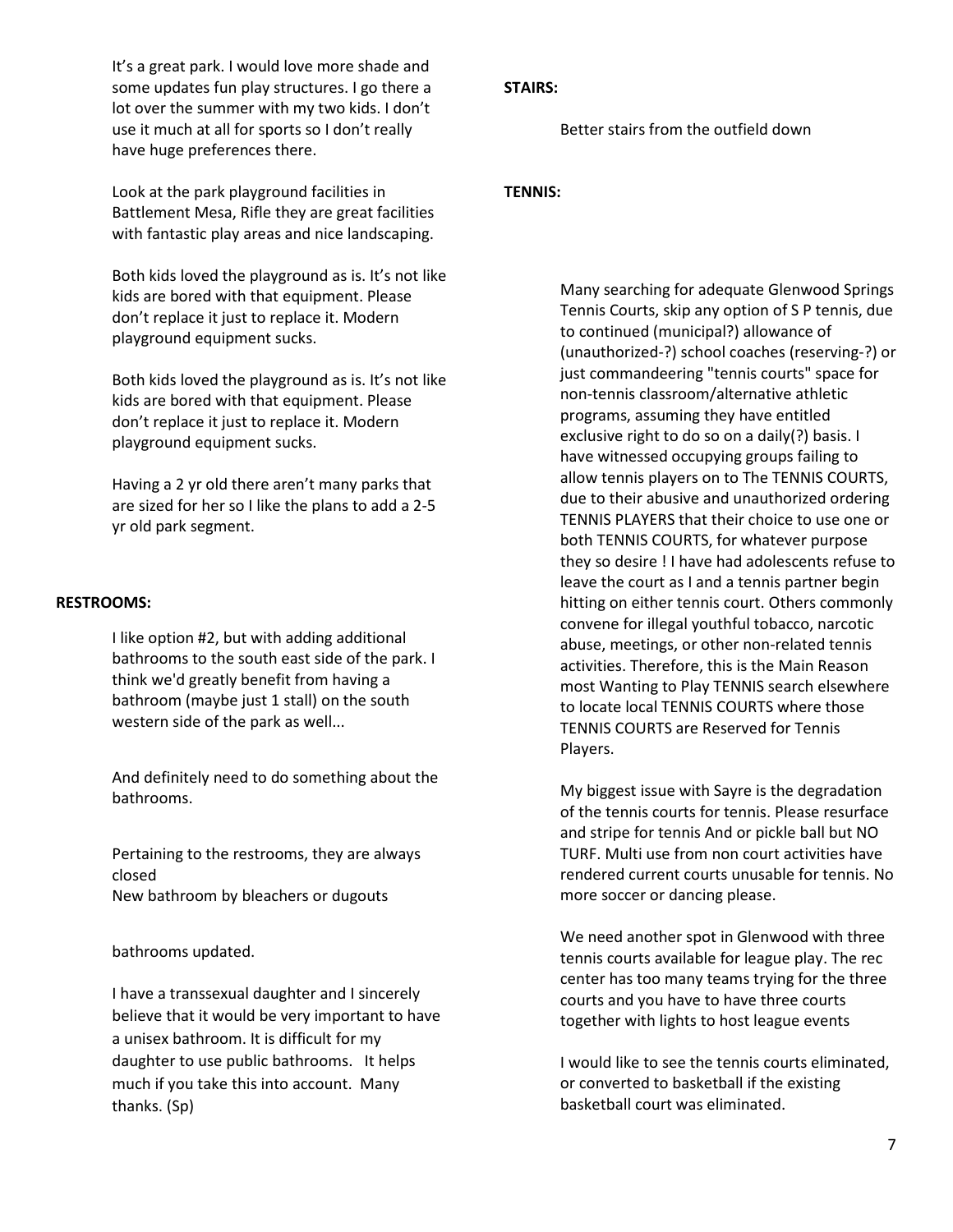It's a great park. I would love more shade and some updates fun play structures. I go there a lot over the summer with my two kids. I don't use it much at all for sports so I don't really have huge preferences there.

Look at the park playground facilities in Battlement Mesa, Rifle they are great facilities with fantastic play areas and nice landscaping.

Both kids loved the playground as is. It's not like kids are bored with that equipment. Please don't replace it just to replace it. Modern playground equipment sucks.

Both kids loved the playground as is. It's not like kids are bored with that equipment. Please don't replace it just to replace it. Modern playground equipment sucks.

Having a 2 yr old there aren't many parks that are sized for her so I like the plans to add a 2-5 yr old park segment.

**RESTROOMS:**

I like option #2, but with adding additional bathrooms to the south east side of the park. I think we'd greatly benefit from having a bathroom (maybe just 1 stall) on the south western side of the park as well...

And definitely need to do something about the bathrooms.

Pertaining to the restrooms, they are always closed
New bathroom by bleachers or dugouts

bathrooms updated.

I have a transsexual daughter and I sincerely believe that it would be very important to have a unisex bathroom. It is difficult for my daughter to use public bathrooms. It helps much if you take this into account. Many thanks. (Sp)

**STAIRS:**

Better stairs from the outfield down

**TENNIS:**

Many searching for adequate Glenwood Springs Tennis Courts, skip any option of S P tennis, due to continued (municipal?) allowance of (unauthorized-?) school coaches (reserving-?) or just commandeering "tennis courts" space for non-tennis classroom/alternative athletic programs, assuming they have entitled exclusive right to do so on a daily(?) basis. I have witnessed occupying groups failing to allow tennis players on to The TENNIS COURTS, due to their abusive and unauthorized ordering TENNIS PLAYERS that their choice to use one or both TENNIS COURTS, for whatever purpose they so desire ! I have had adolescents refuse to leave the court as I and a tennis partner begin hitting on either tennis court. Others commonly convene for illegal youthful tobacco, narcotic abuse, meetings, or other non-related tennis activities. Therefore, this is the Main Reason most Wanting to Play TENNIS search elsewhere to locate local TENNIS COURTS where those TENNIS COURTS are Reserved for Tennis Players.

My biggest issue with Sayre is the degradation of the tennis courts for tennis. Please resurface and stripe for tennis And or pickle ball but NO TURF. Multi use from non court activities have rendered current courts unusable for tennis. No more soccer or dancing please.

We need another spot in Glenwood with three tennis courts available for league play. The rec center has too many teams trying for the three courts and you have to have three courts together with lights to host league events

I would like to see the tennis courts eliminated, or converted to basketball if the existing basketball court was eliminated.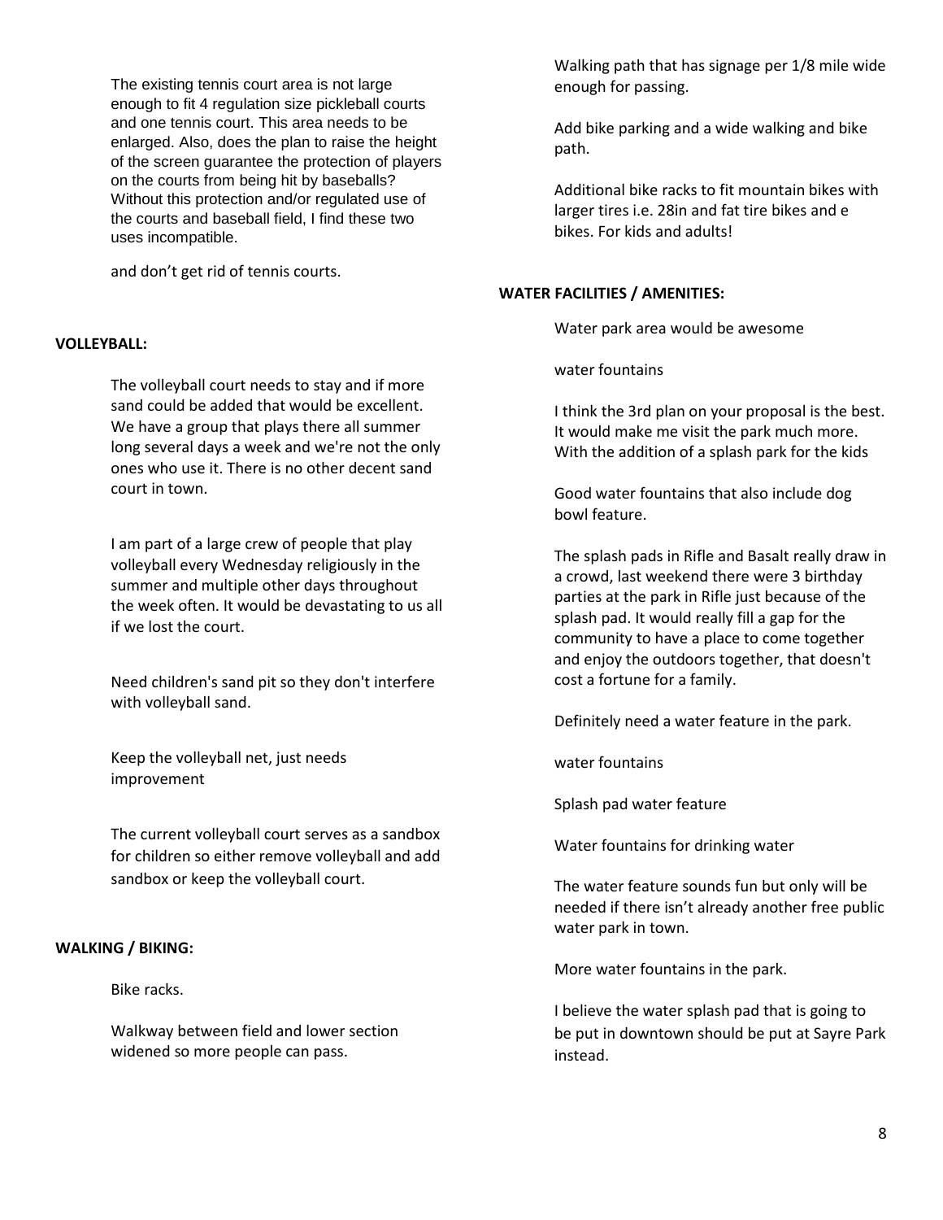The existing tennis court area is not large enough to fit 4 regulation size pickleball courts and one tennis court. This area needs to be enlarged. Also, does the plan to raise the height of the screen guarantee the protection of players on the courts from being hit by baseballs? Without this protection and/or regulated use of the courts and baseball field, I find these two uses incompatible.

and don't get rid of tennis courts.

**VOLLEYBALL:**

The volleyball court needs to stay and if more sand could be added that would be excellent. We have a group that plays there all summer long several days a week and we're not the only ones who use it. There is no other decent sand court in town.

I am part of a large crew of people that play volleyball every Wednesday religiously in the summer and multiple other days throughout the week often. It would be devastating to us all if we lost the court.

Need children's sand pit so they don't interfere with volleyball sand.

Keep the volleyball net, just needs improvement

The current volleyball court serves as a sandbox for children so either remove volleyball and add sandbox or keep the volleyball court.

**WALKING / BIKING:**

Bike racks.

Walkway between field and lower section widened so more people can pass.

Walking path that has signage per 1/8 mile wide enough for passing.

Add bike parking and a wide walking and bike path.

Additional bike racks to fit mountain bikes with larger tires i.e. 28in and fat tire bikes and e bikes. For kids and adults!

**WATER FACILITIES / AMENITIES:**

Water park area would be awesome

water fountains

I think the 3rd plan on your proposal is the best. It would make me visit the park much more. With the addition of a splash park for the kids

Good water fountains that also include dog bowl feature.

The splash pads in Rifle and Basalt really draw in a crowd, last weekend there were 3 birthday parties at the park in Rifle just because of the splash pad. It would really fill a gap for the community to have a place to come together and enjoy the outdoors together, that doesn't cost a fortune for a family.

Definitely need a water feature in the park.

water fountains

Splash pad water feature

Water fountains for drinking water

The water feature sounds fun but only will be needed if there isn't already another free public water park in town.

More water fountains in the park.

I believe the water splash pad that is going to be put in downtown should be put at Sayre Park instead.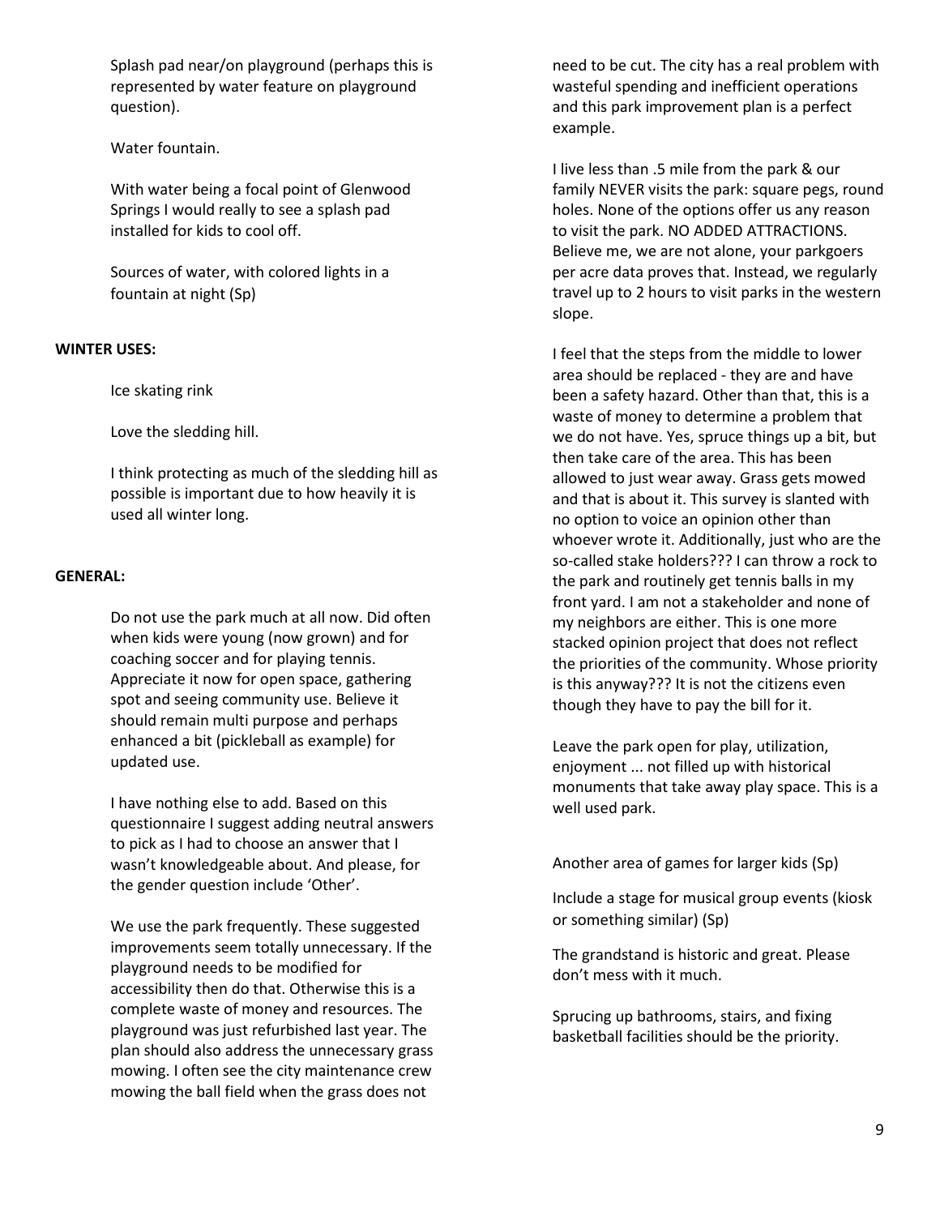Splash pad near/on playground (perhaps this is represented by water feature on playground question).

Water fountain.

With water being a focal point of Glenwood Springs I would really to see a splash pad installed for kids to cool off.

Sources of water, with colored lights in a fountain at night (Sp)

**WINTER USES:**

Ice skating rink

Love the sledding hill.

I think protecting as much of the sledding hill as possible is important due to how heavily it is used all winter long.

**GENERAL:**

Do not use the park much at all now. Did often when kids were young (now grown) and for coaching soccer and for playing tennis. Appreciate it now for open space, gathering spot and seeing community use. Believe it should remain multi purpose and perhaps enhanced a bit (pickleball as example) for updated use.

I have nothing else to add. Based on this questionnaire I suggest adding neutral answers to pick as I had to choose an answer that I wasn't knowledgeable about. And please, for the gender question include 'Other'.

We use the park frequently. These suggested improvements seem totally unnecessary. If the playground needs to be modified for accessibility then do that. Otherwise this is a complete waste of money and resources. The playground was just refurbished last year. The plan should also address the unnecessary grass mowing. I often see the city maintenance crew mowing the ball field when the grass does not need to be cut. The city has a real problem with wasteful spending and inefficient operations and this park improvement plan is a perfect example.

I live less than .5 mile from the park & our family NEVER visits the park: square pegs, round holes. None of the options offer us any reason to visit the park. NO ADDED ATTRACTIONS. Believe me, we are not alone, your parkgoers per acre data proves that. Instead, we regularly travel up to 2 hours to visit parks in the western slope.

I feel that the steps from the middle to lower area should be replaced - they are and have been a safety hazard. Other than that, this is a waste of money to determine a problem that we do not have. Yes, spruce things up a bit, but then take care of the area. This has been allowed to just wear away. Grass gets mowed and that is about it. This survey is slanted with no option to voice an opinion other than whoever wrote it. Additionally, just who are the so-called stake holders??? I can throw a rock to the park and routinely get tennis balls in my front yard. I am not a stakeholder and none of my neighbors are either. This is one more stacked opinion project that does not reflect the priorities of the community. Whose priority is this anyway??? It is not the citizens even though they have to pay the bill for it.

Leave the park open for play, utilization, enjoyment ... not filled up with historical monuments that take away play space. This is a well used park.

Another area of games for larger kids (Sp)

Include a stage for musical group events (kiosk or something similar) (Sp)

The grandstand is historic and great. Please don't mess with it much.

Sprucing up bathrooms, stairs, and fixing basketball facilities should be the priority.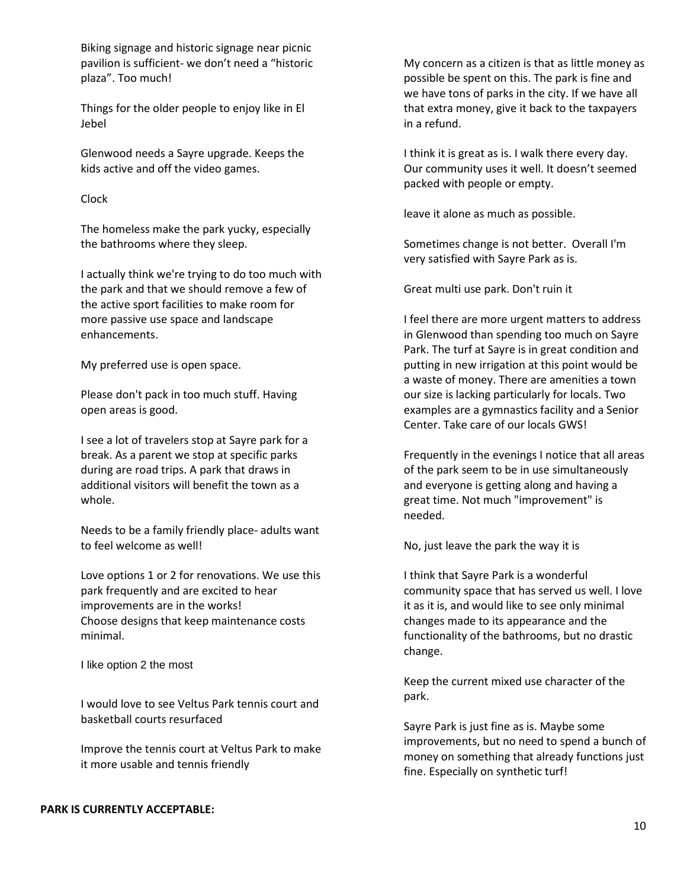Biking signage and historic signage near picnic pavilion is sufficient- we don't need a "historic plaza". Too much!

Things for the older people to enjoy like in El Jebel

Glenwood needs a Sayre upgrade. Keeps the kids active and off the video games.

Clock

The homeless make the park yucky, especially the bathrooms where they sleep.

I actually think we're trying to do too much with the park and that we should remove a few of the active sport facilities to make room for more passive use space and landscape enhancements.

My preferred use is open space.

Please don't pack in too much stuff. Having open areas is good.

I see a lot of travelers stop at Sayre park for a break. As a parent we stop at specific parks during are road trips. A park that draws in additional visitors will benefit the town as a whole.

Needs to be a family friendly place- adults want to feel welcome as well!

Love options 1 or 2 for renovations. We use this park frequently and are excited to hear improvements are in the works!
Choose designs that keep maintenance costs minimal.

I like option 2 the most

I would love to see Veltus Park tennis court and basketball courts resurfaced

Improve the tennis court at Veltus Park to make it more usable and tennis friendly

My concern as a citizen is that as little money as possible be spent on this. The park is fine and we have tons of parks in the city. If we have all that extra money, give it back to the taxpayers in a refund.

I think it is great as is. I walk there every day. Our community uses it well. It doesn't seemed packed with people or empty.

leave it alone as much as possible.

Sometimes change is not better. Overall I'm very satisfied with Sayre Park as is.

Great multi use park. Don't ruin it

I feel there are more urgent matters to address in Glenwood than spending too much on Sayre Park. The turf at Sayre is in great condition and putting in new irrigation at this point would be a waste of money. There are amenities a town our size is lacking particularly for locals. Two examples are a gymnastics facility and a Senior Center. Take care of our locals GWS!

Frequently in the evenings I notice that all areas of the park seem to be in use simultaneously and everyone is getting along and having a great time. Not much "improvement" is needed.

No, just leave the park the way it is

I think that Sayre Park is a wonderful community space that has served us well. I love it as it is, and would like to see only minimal changes made to its appearance and the functionality of the bathrooms, but no drastic change.

Keep the current mixed use character of the park.

Sayre Park is just fine as is. Maybe some improvements, but no need to spend a bunch of money on something that already functions just fine. Especially on synthetic turf!

**PARK IS CURRENTLY ACCEPTABLE:**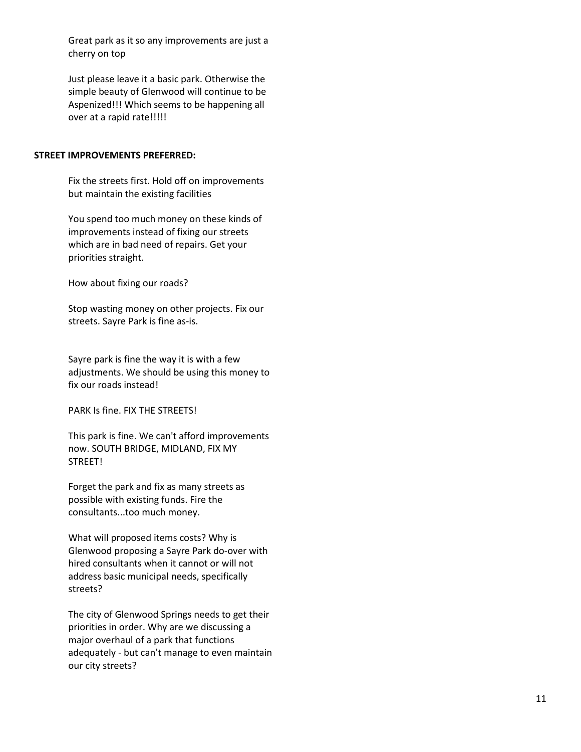Great park as it so any improvements are just a cherry on top

Just please leave it a basic park. Otherwise the simple beauty of Glenwood will continue to be Aspenized!!! Which seems to be happening all over at a rapid rate!!!!!

**STREET IMPROVEMENTS PREFERRED:**

Fix the streets first. Hold off on improvements but maintain the existing facilities

You spend too much money on these kinds of improvements instead of fixing our streets which are in bad need of repairs. Get your priorities straight.

How about fixing our roads?

Stop wasting money on other projects. Fix our streets. Sayre Park is fine as-is.

Sayre park is fine the way it is with a few adjustments. We should be using this money to fix our roads instead!

PARK Is fine. FIX THE STREETS!

This park is fine. We can't afford improvements now. SOUTH BRIDGE, MIDLAND, FIX MY STREET!

Forget the park and fix as many streets as possible with existing funds. Fire the consultants...too much money.

What will proposed items costs? Why is Glenwood proposing a Sayre Park do-over with hired consultants when it cannot or will not address basic municipal needs, specifically streets?

The city of Glenwood Springs needs to get their priorities in order. Why are we discussing a major overhaul of a park that functions adequately - but can't manage to even maintain our city streets?